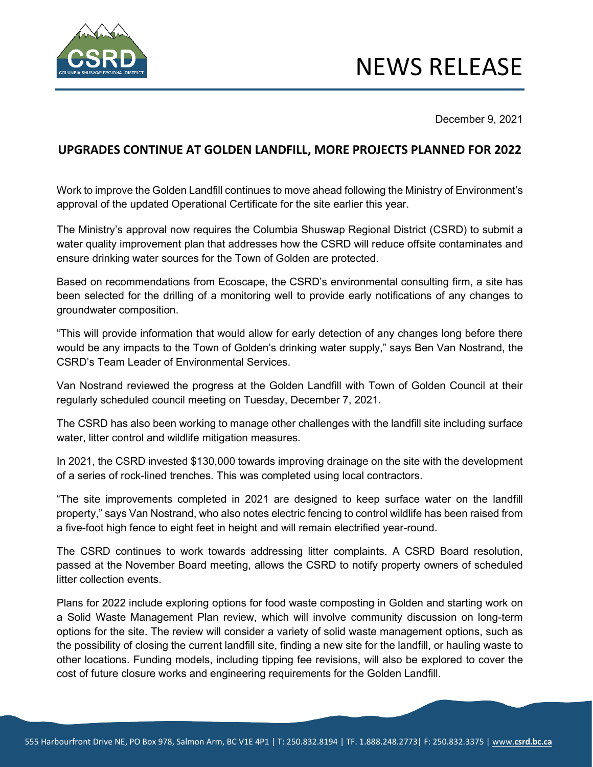# NEWS RELEASE

December 9, 2021

## UPGRADES CONTINUE AT GOLDEN LANDFILL, MORE PROJECTS PLANNED FOR 2022

Work to improve the Golden Landfill continues to move ahead following the Ministry of Environment's approval of the updated Operational Certificate for the site earlier this year.

The Ministry's approval now requires the Columbia Shuswap Regional District (CSRD) to submit a water quality improvement plan that addresses how the CSRD will reduce offsite contaminates and ensure drinking water sources for the Town of Golden are protected.

Based on recommendations from Ecoscape, the CSRD's environmental consulting firm, a site has been selected for the drilling of a monitoring well to provide early notifications of any changes to groundwater composition.

"This will provide information that would allow for early detection of any changes long before there would be any impacts to the Town of Golden's drinking water supply," says Ben Van Nostrand, the CSRD's Team Leader of Environmental Services.

Van Nostrand reviewed the progress at the Golden Landfill with Town of Golden Council at their regularly scheduled council meeting on Tuesday, December 7, 2021.

The CSRD has also been working to manage other challenges with the landfill site including surface water, litter control and wildlife mitigation measures.

In 2021, the CSRD invested $130,000 towards improving drainage on the site with the development of a series of rock-lined trenches. This was completed using local contractors.

"The site improvements completed in 2021 are designed to keep surface water on the landfill property," says Van Nostrand, who also notes electric fencing to control wildlife has been raised from a five-foot high fence to eight feet in height and will remain electrified year-round.

The CSRD continues to work towards addressing litter complaints. A CSRD Board resolution, passed at the November Board meeting, allows the CSRD to notify property owners of scheduled litter collection events.

Plans for 2022 include exploring options for food waste composting in Golden and starting work on a Solid Waste Management Plan review, which will involve community discussion on long-term options for the site. The review will consider a variety of solid waste management options, such as the possibility of closing the current landfill site, finding a new site for the landfill, or hauling waste to other locations. Funding models, including tipping fee revisions, will also be explored to cover the cost of future closure works and engineering requirements for the Golden Landfill.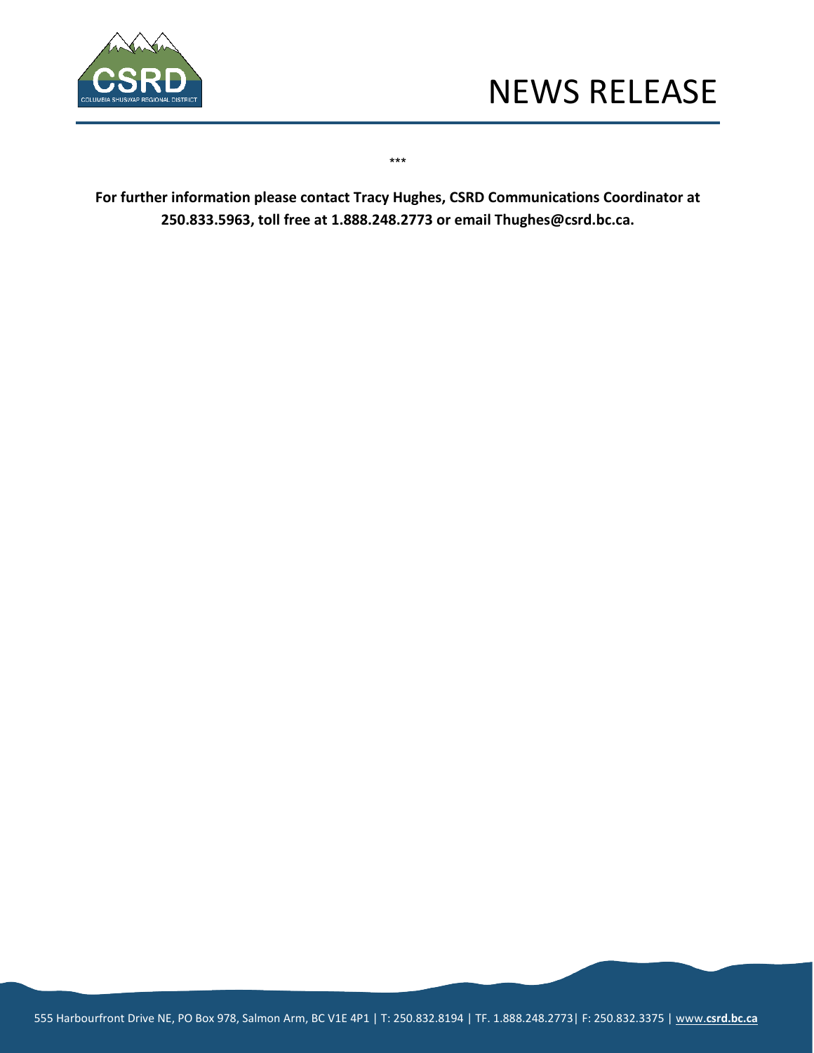\*\*\*

**For further information please contact Tracy Hughes, CSRD Communications Coordinator at 250.833.5963, toll free at 1.888.248.2773 or email Thughes@csrd.bc.ca.**